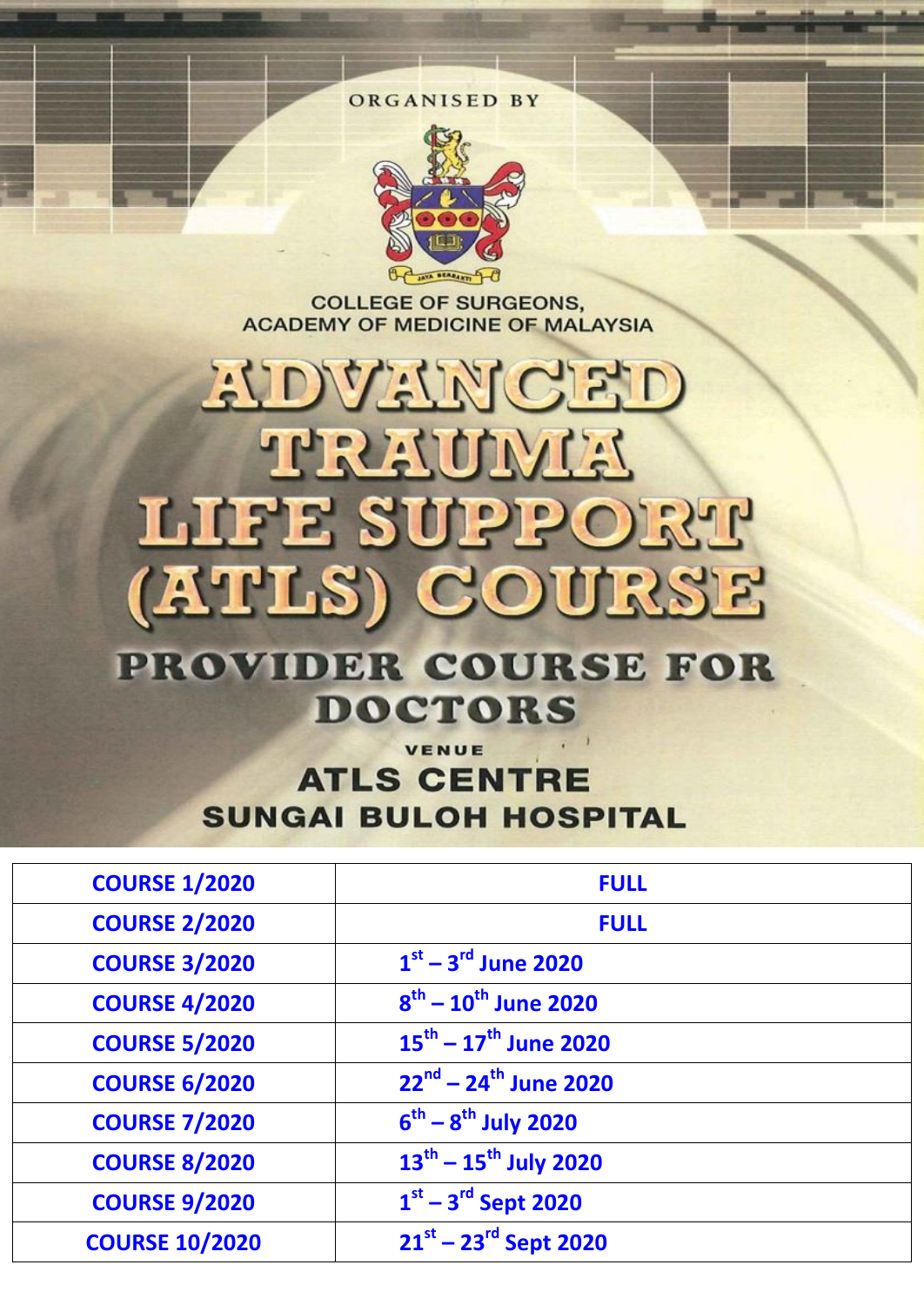ORGANISED BY

COLLEGE OF SURGEONS,
ACADEMY OF MEDICINE OF MALAYSIA

# ADVANCED TRAUMA LIFE SUPPORT (ATLS) COURSE

## PROVIDER COURSE FOR DOCTORS

VENUE

**ATLS CENTRE**
**SUNGAI BULOH HOSPITAL**

| COURSE 1/2020 | FULL |
|---|---|
| COURSE 2/2020 | FULL |
| COURSE 3/2020 | 1st – 3rd June 2020 |
| COURSE 4/2020 | 8th – 10th June 2020 |
| COURSE 5/2020 | 15th – 17th June 2020 |
| COURSE 6/2020 | 22nd – 24th June 2020 |
| COURSE 7/2020 | 6th – 8th July 2020 |
| COURSE 8/2020 | 13th – 15th July 2020 |
| COURSE 9/2020 | 1st – 3rd Sept 2020 |
| COURSE 10/2020 | 21st – 23rd Sept 2020 |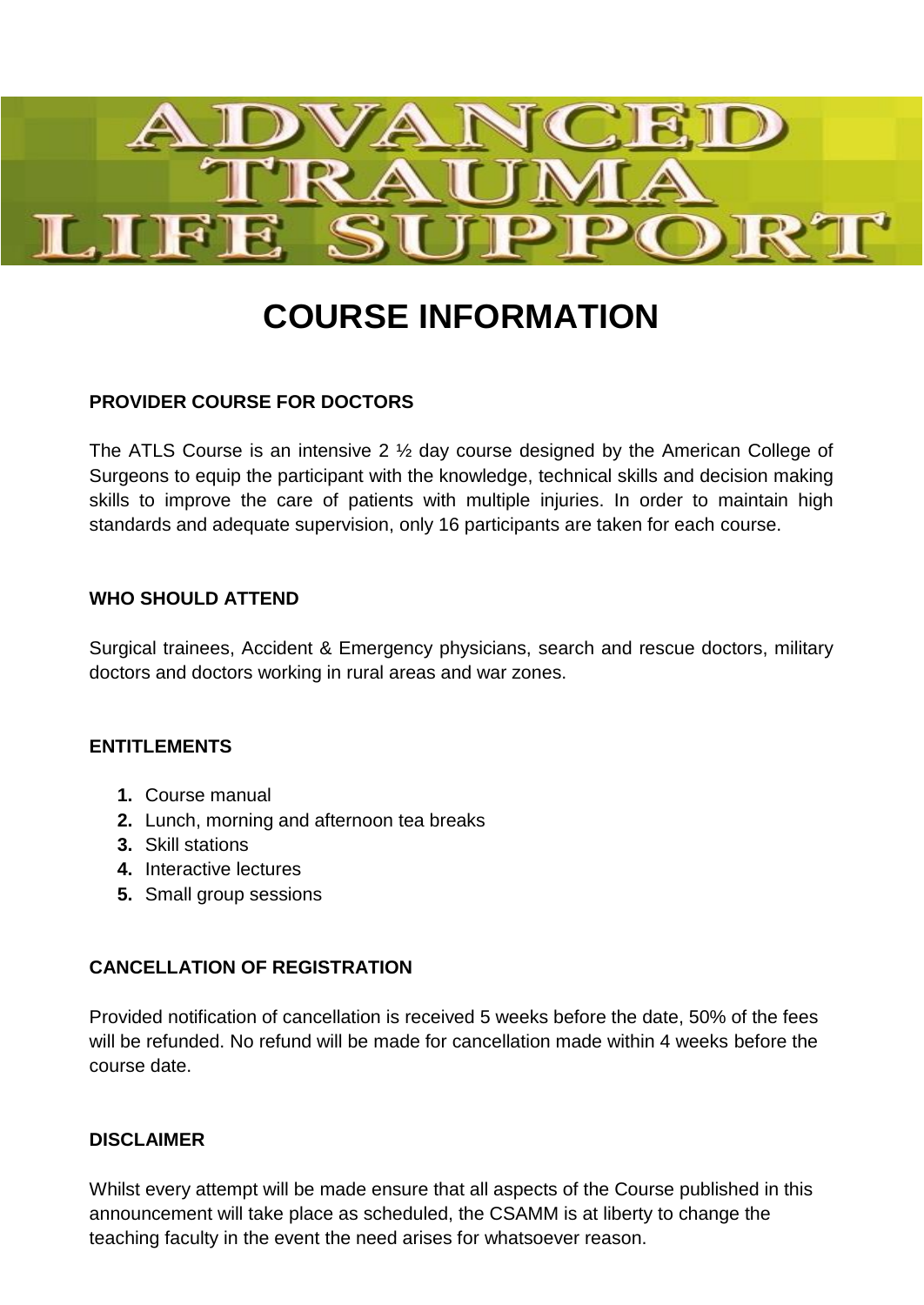# ADVANCED TRAUMA LIFE SUPPORT

## COURSE INFORMATION

### PROVIDER COURSE FOR DOCTORS

The ATLS Course is an intensive 2 ½ day course designed by the American College of Surgeons to equip the participant with the knowledge, technical skills and decision making skills to improve the care of patients with multiple injuries. In order to maintain high standards and adequate supervision, only 16 participants are taken for each course.

### WHO SHOULD ATTEND

Surgical trainees, Accident & Emergency physicians, search and rescue doctors, military doctors and doctors working in rural areas and war zones.

### ENTITLEMENTS

1. Course manual
2. Lunch, morning and afternoon tea breaks
3. Skill stations
4. Interactive lectures
5. Small group sessions

### CANCELLATION OF REGISTRATION

Provided notification of cancellation is received 5 weeks before the date, 50% of the fees will be refunded. No refund will be made for cancellation made within 4 weeks before the course date.

### DISCLAIMER

Whilst every attempt will be made ensure that all aspects of the Course published in this announcement will take place as scheduled, the CSAMM is at liberty to change the teaching faculty in the event the need arises for whatsoever reason.